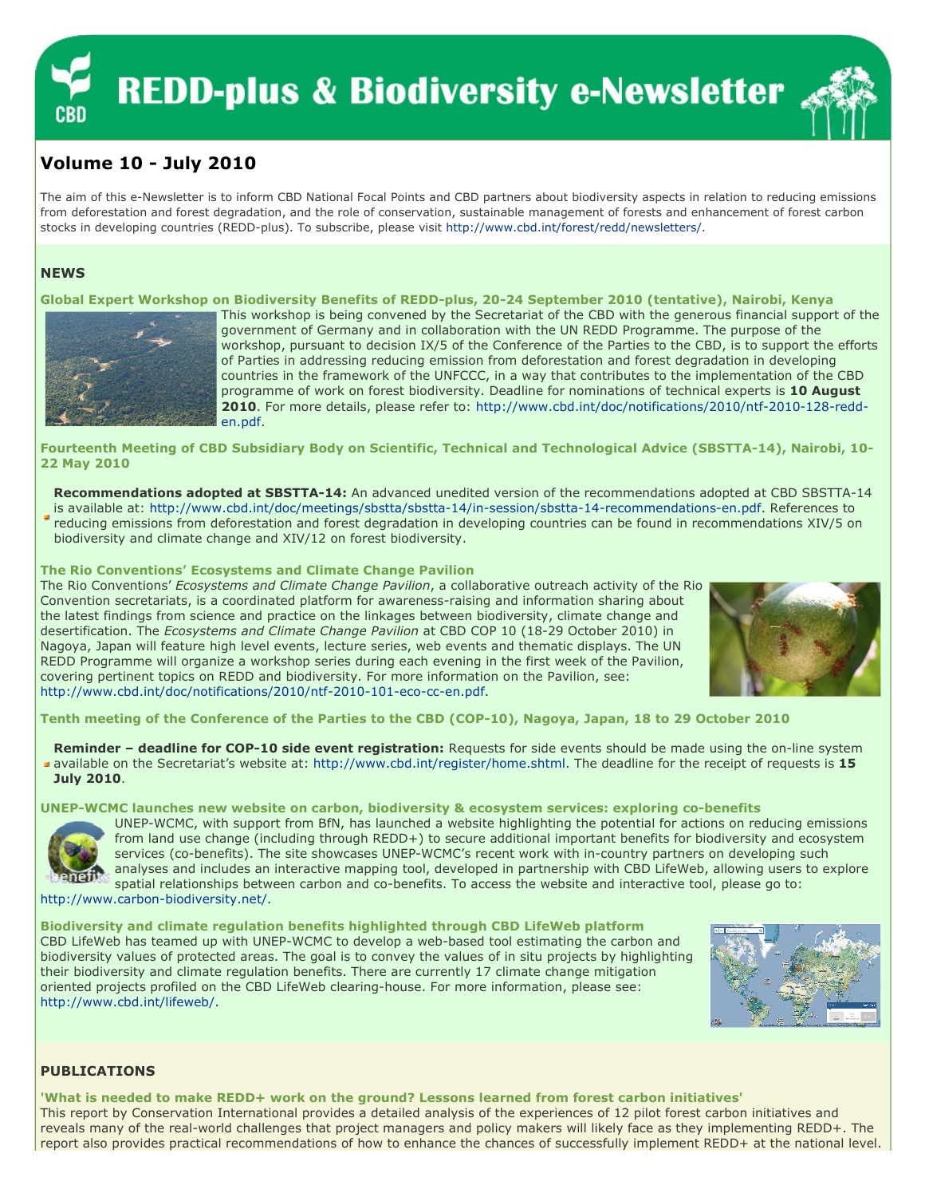# REDD-plus & Biodiversity e-Newsletter

## Volume 10 - July 2010

The aim of this e-Newsletter is to inform CBD National Focal Points and CBD partners about biodiversity aspects in relation to reducing emissions from deforestation and forest degradation, and the role of conservation, sustainable management of forests and enhancement of forest carbon stocks in developing countries (REDD-plus). To subscribe, please visit http://www.cbd.int/forest/redd/newsletters/.

## NEWS

### Global Expert Workshop on Biodiversity Benefits of REDD-plus, 20-24 September 2010 (tentative), Nairobi, Kenya

This workshop is being convened by the Secretariat of the CBD with the generous financial support of the government of Germany and in collaboration with the UN REDD Programme. The purpose of the workshop, pursuant to decision IX/5 of the Conference of the Parties to the CBD, is to support the efforts of Parties in addressing reducing emission from deforestation and forest degradation in developing countries in the framework of the UNFCCC, in a way that contributes to the implementation of the CBD programme of work on forest biodiversity. Deadline for nominations of technical experts is **10 August 2010**. For more details, please refer to: http://www.cbd.int/doc/notifications/2010/ntf-2010-128-redd-en.pdf.

### Fourteenth Meeting of CBD Subsidiary Body on Scientific, Technical and Technological Advice (SBSTTA-14), Nairobi, 10-22 May 2010

- **Recommendations adopted at SBSTTA-14:** An advanced unedited version of the recommendations adopted at CBD SBSTTA-14 is available at: http://www.cbd.int/doc/meetings/sbstta/sbstta-14/in-session/sbstta-14-recommendations-en.pdf. References to reducing emissions from deforestation and forest degradation in developing countries can be found in recommendations XIV/5 on biodiversity and climate change and XIV/12 on forest biodiversity.

### The Rio Conventions' Ecosystems and Climate Change Pavilion

The Rio Conventions' *Ecosystems and Climate Change Pavilion*, a collaborative outreach activity of the Rio Convention secretariats, is a coordinated platform for awareness-raising and information sharing about the latest findings from science and practice on the linkages between biodiversity, climate change and desertification. The *Ecosystems and Climate Change Pavilion* at CBD COP 10 (18-29 October 2010) in Nagoya, Japan will feature high level events, lecture series, web events and thematic displays. The UN REDD Programme will organize a workshop series during each evening in the first week of the Pavilion, covering pertinent topics on REDD and biodiversity. For more information on the Pavilion, see: http://www.cbd.int/doc/notifications/2010/ntf-2010-101-eco-cc-en.pdf.

### Tenth meeting of the Conference of the Parties to the CBD (COP-10), Nagoya, Japan, 18 to 29 October 2010

- **Reminder – deadline for COP-10 side event registration:** Requests for side events should be made using the on-line system available on the Secretariat's website at: http://www.cbd.int/register/home.shtml. The deadline for the receipt of requests is **15 July 2010**.

### UNEP-WCMC launches new website on carbon, biodiversity & ecosystem services: exploring co-benefits

UNEP-WCMC, with support from BfN, has launched a website highlighting the potential for actions on reducing emissions from land use change (including through REDD+) to secure additional important benefits for biodiversity and ecosystem services (co-benefits). The site showcases UNEP-WCMC's recent work with in-country partners on developing such analyses and includes an interactive mapping tool, developed in partnership with CBD LifeWeb, allowing users to explore spatial relationships between carbon and co-benefits. To access the website and interactive tool, please go to: http://www.carbon-biodiversity.net/.

### Biodiversity and climate regulation benefits highlighted through CBD LifeWeb platform

CBD LifeWeb has teamed up with UNEP-WCMC to develop a web-based tool estimating the carbon and biodiversity values of protected areas. The goal is to convey the values of in situ projects by highlighting their biodiversity and climate regulation benefits. There are currently 17 climate change mitigation oriented projects profiled on the CBD LifeWeb clearing-house. For more information, please see: http://www.cbd.int/lifeweb/.

## PUBLICATIONS

### 'What is needed to make REDD+ work on the ground? Lessons learned from forest carbon initiatives'

This report by Conservation International provides a detailed analysis of the experiences of 12 pilot forest carbon initiatives and reveals many of the real-world challenges that project managers and policy makers will likely face as they implementing REDD+. The report also provides practical recommendations of how to enhance the chances of successfully implement REDD+ at the national level.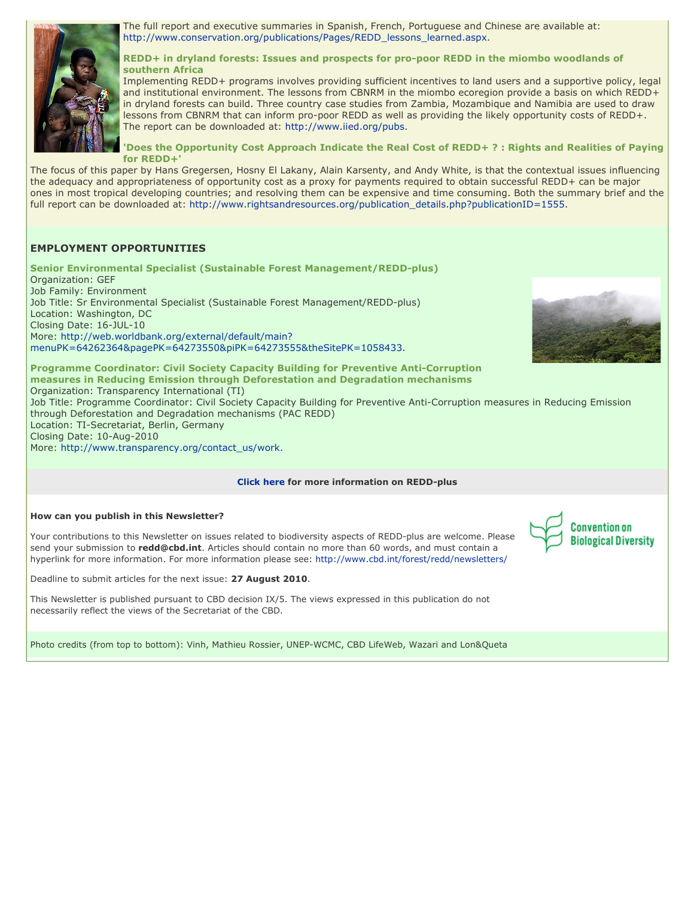The full report and executive summaries in Spanish, French, Portuguese and Chinese are available at: http://www.conservation.org/publications/Pages/REDD_lessons_learned.aspx.

**REDD+ in dryland forests: Issues and prospects for pro-poor REDD in the miombo woodlands of southern Africa**

Implementing REDD+ programs involves providing sufficient incentives to land users and a supportive policy, legal and institutional environment. The lessons from CBNRM in the miombo ecoregion provide a basis on which REDD+ in dryland forests can build. Three country case studies from Zambia, Mozambique and Namibia are used to draw lessons from CBNRM that can inform pro-poor REDD as well as providing the likely opportunity costs of REDD+. The report can be downloaded at: http://www.iied.org/pubs.

**'Does the Opportunity Cost Approach Indicate the Real Cost of REDD+ ? : Rights and Realities of Paying for REDD+'**

The focus of this paper by Hans Gregersen, Hosny El Lakany, Alain Karsenty, and Andy White, is that the contextual issues influencing the adequacy and appropriateness of opportunity cost as a proxy for payments required to obtain successful REDD+ can be major ones in most tropical developing countries; and resolving them can be expensive and time consuming. Both the summary brief and the full report can be downloaded at: http://www.rightsandresources.org/publication_details.php?publicationID=1555.

## EMPLOYMENT OPPORTUNITIES

**Senior Environmental Specialist (Sustainable Forest Management/REDD-plus)**

Organization: GEF
Job Family: Environment
Job Title: Sr Environmental Specialist (Sustainable Forest Management/REDD-plus)
Location: Washington, DC
Closing Date: 16-JUL-10
More: http://web.worldbank.org/external/default/main?menuPK=64262364&pagePK=64273550&piPK=64273555&theSitePK=1058433.

**Programme Coordinator: Civil Society Capacity Building for Preventive Anti-Corruption measures in Reducing Emission through Deforestation and Degradation mechanisms**

Organization: Transparency International (TI)
Job Title: Programme Coordinator: Civil Society Capacity Building for Preventive Anti-Corruption measures in Reducing Emission through Deforestation and Degradation mechanisms (PAC REDD)
Location: TI-Secretariat, Berlin, Germany
Closing Date: 10-Aug-2010
More: http://www.transparency.org/contact_us/work.

**Click here for more information on REDD-plus**

**How can you publish in this Newsletter?**

Your contributions to this Newsletter on issues related to biodiversity aspects of REDD-plus are welcome. Please send your submission to **redd@cbd.int**. Articles should contain no more than 60 words, and must contain a hyperlink for more information. For more information please see: http://www.cbd.int/forest/redd/newsletters/

Deadline to submit articles for the next issue: **27 August 2010**.

This Newsletter is published pursuant to CBD decision IX/5. The views expressed in this publication do not necessarily reflect the views of the Secretariat of the CBD.

Convention on Biological Diversity

Photo credits (from top to bottom): Vinh, Mathieu Rossier, UNEP-WCMC, CBD LifeWeb, Wazari and Lon&Queta